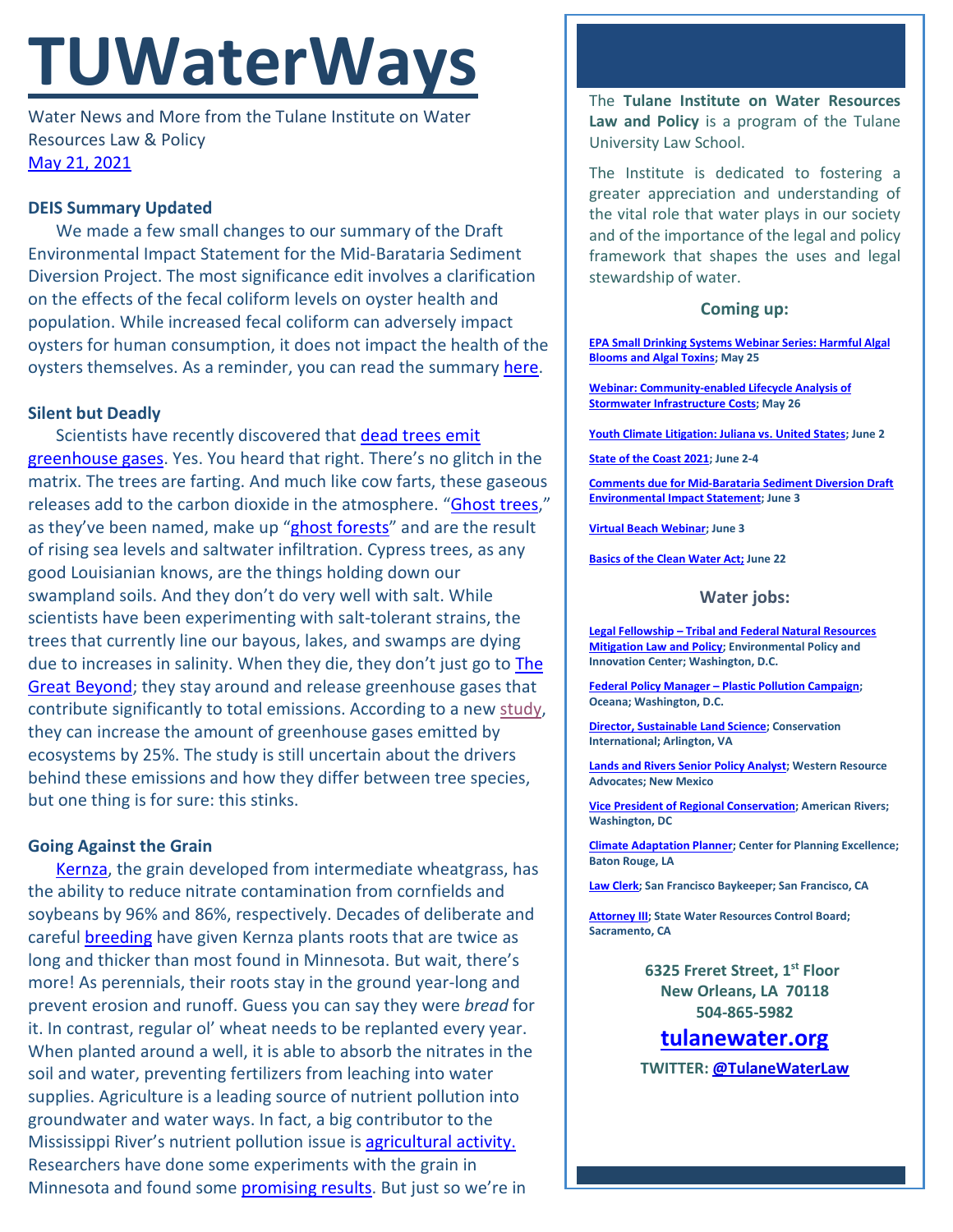# TUWaterWays

Water News and More from the Tulane Institute on Water Resources Law & Policy

May 21, 2021

### DEIS Summary Updated

We made a few small changes to our summary of the Draft Environmental Impact Statement for the Mid-Barataria Sediment Diversion Project. The most significance edit involves a clarification on the effects of the fecal coliform levels on oyster health and population. While increased fecal coliform can adversely impact oysters for human consumption, it does not impact the health of the oysters themselves. As a reminder, you can read the summary here.

### Silent but Deadly

Scientists have recently discovered that dead trees emit greenhouse gases. Yes. You heard that right. There's no glitch in the matrix. The trees are farting. And much like cow farts, these gaseous releases add to the carbon dioxide in the atmosphere. "Ghost trees," as they've been named, make up "ghost forests" and are the result of rising sea levels and saltwater infiltration. Cypress trees, as any good Louisianian knows, are the things holding down our swampland soils. And they don't do very well with salt. While scientists have been experimenting with salt-tolerant strains, the trees that currently line our bayous, lakes, and swamps are dying due to increases in salinity. When they die, they don't just go to The Great Beyond; they stay around and release greenhouse gases that contribute significantly to total emissions. According to a new study, they can increase the amount of greenhouse gases emitted by ecosystems by 25%. The study is still uncertain about the drivers behind these emissions and how they differ between tree species, but one thing is for sure: this stinks.

### Going Against the Grain

Kernza, the grain developed from intermediate wheatgrass, has the ability to reduce nitrate contamination from cornfields and soybeans by 96% and 86%, respectively. Decades of deliberate and careful breeding have given Kernza plants roots that are twice as long and thicker than most found in Minnesota. But wait, there's more! As perennials, their roots stay in the ground year-long and prevent erosion and runoff. Guess you can say they were *bread* for it. In contrast, regular ol' wheat needs to be replanted every year. When planted around a well, it is able to absorb the nitrates in the soil and water, preventing fertilizers from leaching into water supplies. Agriculture is a leading source of nutrient pollution into groundwater and water ways. In fact, a big contributor to the Mississippi River's nutrient pollution issue is agricultural activity. Researchers have done some experiments with the grain in Minnesota and found some promising results. But just so we're in

---

The **Tulane Institute on Water Resources Law and Policy** is a program of the Tulane University Law School.

The Institute is dedicated to fostering a greater appreciation and understanding of the vital role that water plays in our society and of the importance of the legal and policy framework that shapes the uses and legal stewardship of water.

### Coming up:

- **EPA Small Drinking Systems Webinar Series: Harmful Algal Blooms and Algal Toxins; May 25**
- **Webinar: Community-enabled Lifecycle Analysis of Stormwater Infrastructure Costs; May 26**
- **Youth Climate Litigation: Juliana vs. United States; June 2**
- **State of the Coast 2021; June 2-4**
- **Comments due for Mid-Barataria Sediment Diversion Draft Environmental Impact Statement; June 3**
- **Virtual Beach Webinar; June 3**
- **Basics of the Clean Water Act; June 22**

### Water jobs:

- **Legal Fellowship – Tribal and Federal Natural Resources Mitigation Law and Policy; Environmental Policy and Innovation Center; Washington, D.C.**
- **Federal Policy Manager – Plastic Pollution Campaign; Oceana; Washington, D.C.**
- **Director, Sustainable Land Science; Conservation International; Arlington, VA**
- **Lands and Rivers Senior Policy Analyst; Western Resource Advocates; New Mexico**
- **Vice President of Regional Conservation; American Rivers; Washington, DC**
- **Climate Adaptation Planner; Center for Planning Excellence; Baton Rouge, LA**
- **Law Clerk; San Francisco Baykeeper; San Francisco, CA**
- **Attorney III; State Water Resources Control Board; Sacramento, CA**

**6325 Freret Street, 1st Floor**
**New Orleans, LA 70118**
**504-865-5982**

**tulanewater.org**

**TWITTER: @TulaneWaterLaw**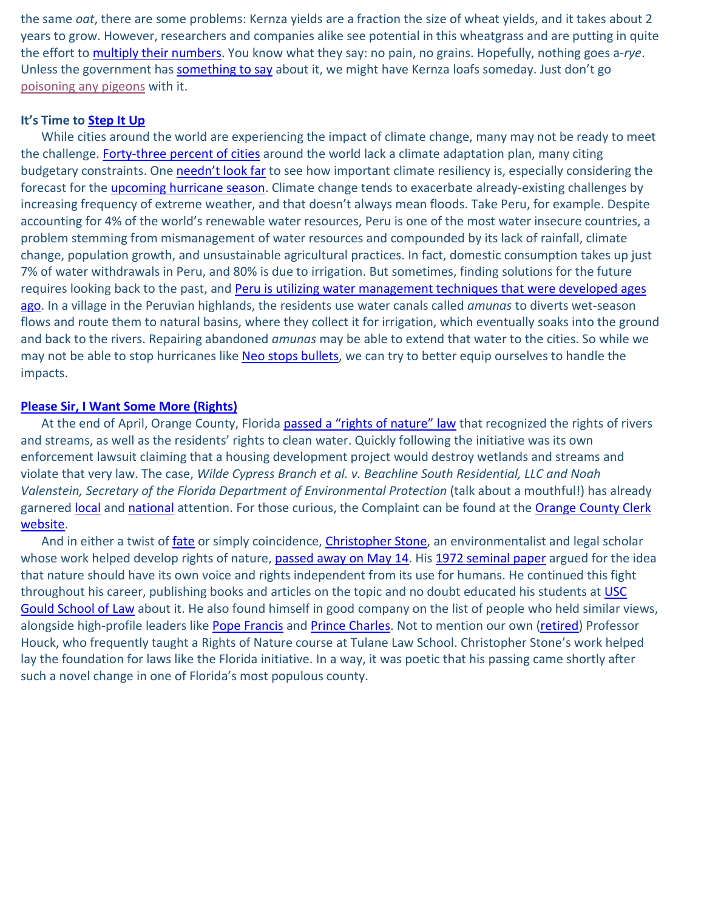the same *oat*, there are some problems: Kernza yields are a fraction the size of wheat yields, and it takes about 2 years to grow. However, researchers and companies alike see potential in this wheatgrass and are putting in quite the effort to multiply their numbers. You know what they say: no pain, no grains. Hopefully, nothing goes a-*rye*. Unless the government has something to say about it, we might have Kernza loafs someday. Just don't go poisoning any pigeons with it.

**It's Time to Step It Up**

While cities around the world are experiencing the impact of climate change, many may not be ready to meet the challenge. Forty-three percent of cities around the world lack a climate adaptation plan, many citing budgetary constraints. One needn't look far to see how important climate resiliency is, especially considering the forecast for the upcoming hurricane season. Climate change tends to exacerbate already-existing challenges by increasing frequency of extreme weather, and that doesn't always mean floods. Take Peru, for example. Despite accounting for 4% of the world's renewable water resources, Peru is one of the most water insecure countries, a problem stemming from mismanagement of water resources and compounded by its lack of rainfall, climate change, population growth, and unsustainable agricultural practices. In fact, domestic consumption takes up just 7% of water withdrawals in Peru, and 80% is due to irrigation. But sometimes, finding solutions for the future requires looking back to the past, and Peru is utilizing water management techniques that were developed ages ago. In a village in the Peruvian highlands, the residents use water canals called *amunas* to diverts wet-season flows and route them to natural basins, where they collect it for irrigation, which eventually soaks into the ground and back to the rivers. Repairing abandoned *amunas* may be able to extend that water to the cities. So while we may not be able to stop hurricanes like Neo stops bullets, we can try to better equip ourselves to handle the impacts.

**Please Sir, I Want Some More (Rights)**

At the end of April, Orange County, Florida passed a "rights of nature" law that recognized the rights of rivers and streams, as well as the residents' rights to clean water. Quickly following the initiative was its own enforcement lawsuit claiming that a housing development project would destroy wetlands and streams and violate that very law. The case, *Wilde Cypress Branch et al. v. Beachline South Residential, LLC and Noah Valenstein, Secretary of the Florida Department of Environmental Protection* (talk about a mouthful!) has already garnered local and national attention. For those curious, the Complaint can be found at the Orange County Clerk website.

And in either a twist of fate or simply coincidence, Christopher Stone, an environmentalist and legal scholar whose work helped develop rights of nature, passed away on May 14. His 1972 seminal paper argued for the idea that nature should have its own voice and rights independent from its use for humans. He continued this fight throughout his career, publishing books and articles on the topic and no doubt educated his students at USC Gould School of Law about it. He also found himself in good company on the list of people who held similar views, alongside high-profile leaders like Pope Francis and Prince Charles. Not to mention our own (retired) Professor Houck, who frequently taught a Rights of Nature course at Tulane Law School. Christopher Stone's work helped lay the foundation for laws like the Florida initiative. In a way, it was poetic that his passing came shortly after such a novel change in one of Florida's most populous county.